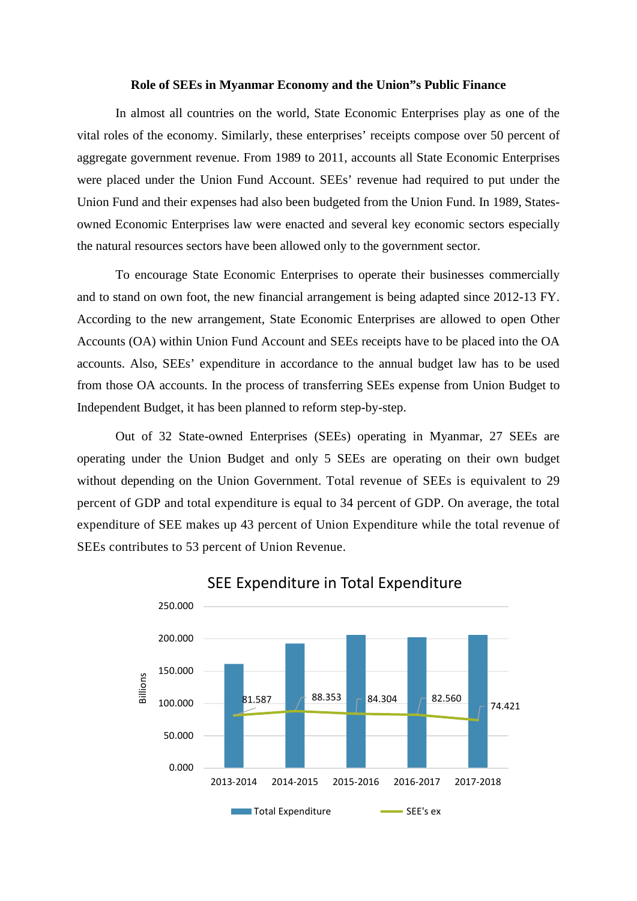## Role of SEEs in Myanmar Economy and the Union"s Public Finance

In almost all countries on the world, State Economic Enterprises play as one of the vital roles of the economy. Similarly, these enterprises' receipts compose over 50 percent of aggregate government revenue. From 1989 to 2011, accounts all State Economic Enterprises were placed under the Union Fund Account. SEEs' revenue had required to put under the Union Fund and their expenses had also been budgeted from the Union Fund. In 1989, States-owned Economic Enterprises law were enacted and several key economic sectors especially the natural resources sectors have been allowed only to the government sector.

To encourage State Economic Enterprises to operate their businesses commercially and to stand on own foot, the new financial arrangement is being adapted since 2012-13 FY. According to the new arrangement, State Economic Enterprises are allowed to open Other Accounts (OA) within Union Fund Account and SEEs receipts have to be placed into the OA accounts. Also, SEEs' expenditure in accordance to the annual budget law has to be used from those OA accounts. In the process of transferring SEEs expense from Union Budget to Independent Budget, it has been planned to reform step-by-step.

Out of 32 State-owned Enterprises (SEEs) operating in Myanmar, 27 SEEs are operating under the Union Budget and only 5 SEEs are operating on their own budget without depending on the Union Government. Total revenue of SEEs is equivalent to 29 percent of GDP and total expenditure is equal to 34 percent of GDP. On average, the total expenditure of SEE makes up 43 percent of Union Expenditure while the total revenue of SEEs contributes to 53 percent of Union Revenue.

**SEE Expenditure in Total Expenditure**

(Billions)

| Year | SEE's ex |
|---|---|
| 2013-2014 | 81.587 |
| 2014-2015 | 88.353 |
| 2015-2016 | 84.304 |
| 2016-2017 | 82.560 |
| 2017-2018 | 74.421 |

Legend: Total Expenditure, SEE's ex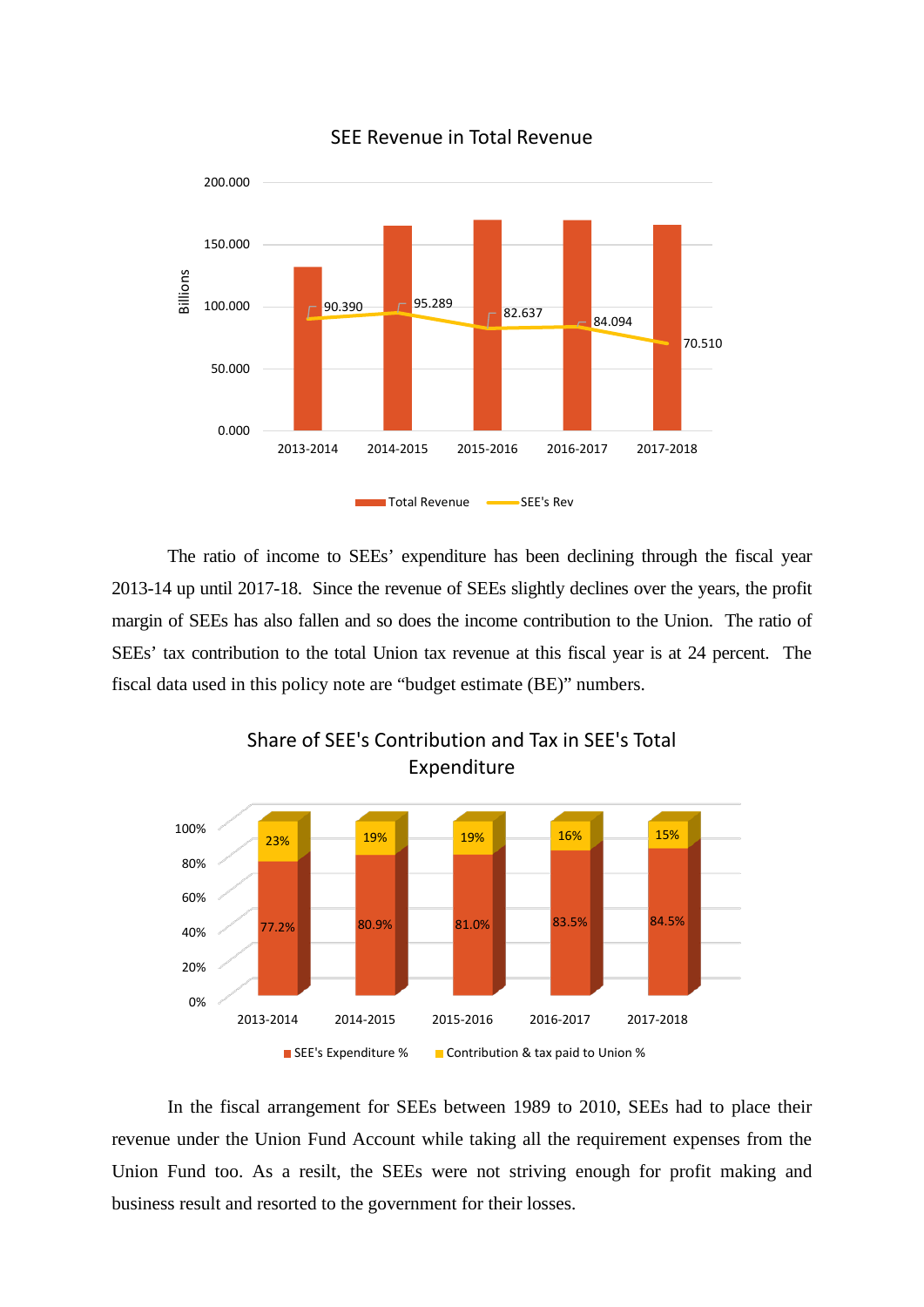SEE Revenue in Total Revenue

| Year | Total Revenue | SEE's Rev |
|---|---|---|
| 2013-2014 | | 90.390 |
| 2014-2015 | | 95.289 |
| 2015-2016 | | 82.637 |
| 2016-2017 | | 84.094 |
| 2017-2018 | | 70.510 |

The ratio of income to SEEs' expenditure has been declining through the fiscal year 2013-14 up until 2017-18. Since the revenue of SEEs slightly declines over the years, the profit margin of SEEs has also fallen and so does the income contribution to the Union. The ratio of SEEs' tax contribution to the total Union tax revenue at this fiscal year is at 24 percent. The fiscal data used in this policy note are "budget estimate (BE)" numbers.

Share of SEE's Contribution and Tax in SEE's Total Expenditure

| Year | SEE's Expenditure % | Contribution & tax paid to Union % |
|---|---|---|
| 2013-2014 | 77.2% | 23% |
| 2014-2015 | 80.9% | 19% |
| 2015-2016 | 81.0% | 19% |
| 2016-2017 | 83.5% | 16% |
| 2017-2018 | 84.5% | 15% |

In the fiscal arrangement for SEEs between 1989 to 2010, SEEs had to place their revenue under the Union Fund Account while taking all the requirement expenses from the Union Fund too. As a resilt, the SEEs were not striving enough for profit making and business result and resorted to the government for their losses.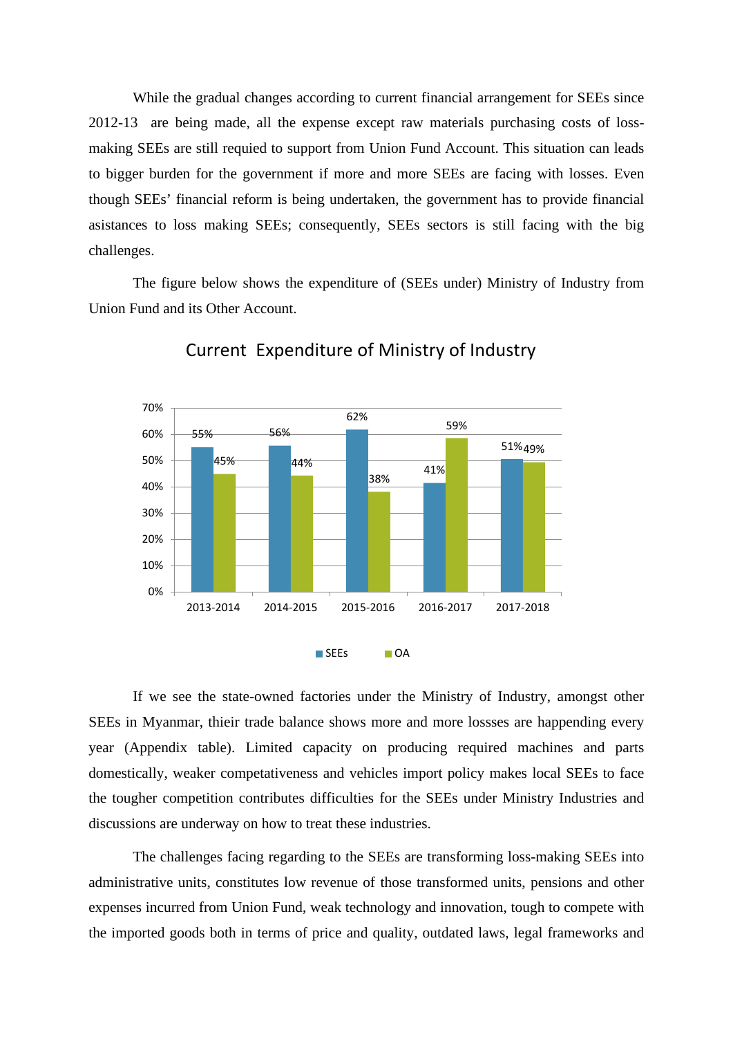While the gradual changes according to current financial arrangement for SEEs since 2012-13 are being made, all the expense except raw materials purchasing costs of loss-making SEEs are still requied to support from Union Fund Account. This situation can leads to bigger burden for the government if more and more SEEs are facing with losses. Even though SEEs' financial reform is being undertaken, the government has to provide financial asistances to loss making SEEs; consequently, SEEs sectors is still facing with the big challenges.

The figure below shows the expenditure of (SEEs under) Ministry of Industry from Union Fund and its Other Account.

**Current Expenditure of Ministry of Industry**

| | 2013-2014 | 2014-2015 | 2015-2016 | 2016-2017 | 2017-2018 |
|---|---|---|---|---|---|
| SEEs | 55% | 56% | 62% | 41% | 51% |
| OA | 45% | 44% | 38% | 59% | 49% |

If we see the state-owned factories under the Ministry of Industry, amongst other SEEs in Myanmar, thieir trade balance shows more and more lossses are happending every year (Appendix table). Limited capacity on producing required machines and parts domestically, weaker competativeness and vehicles import policy makes local SEEs to face the tougher competition contributes difficulties for the SEEs under Ministry Industries and discussions are underway on how to treat these industries.

The challenges facing regarding to the SEEs are transforming loss-making SEEs into administrative units, constitutes low revenue of those transformed units, pensions and other expenses incurred from Union Fund, weak technology and innovation, tough to compete with the imported goods both in terms of price and quality, outdated laws, legal frameworks and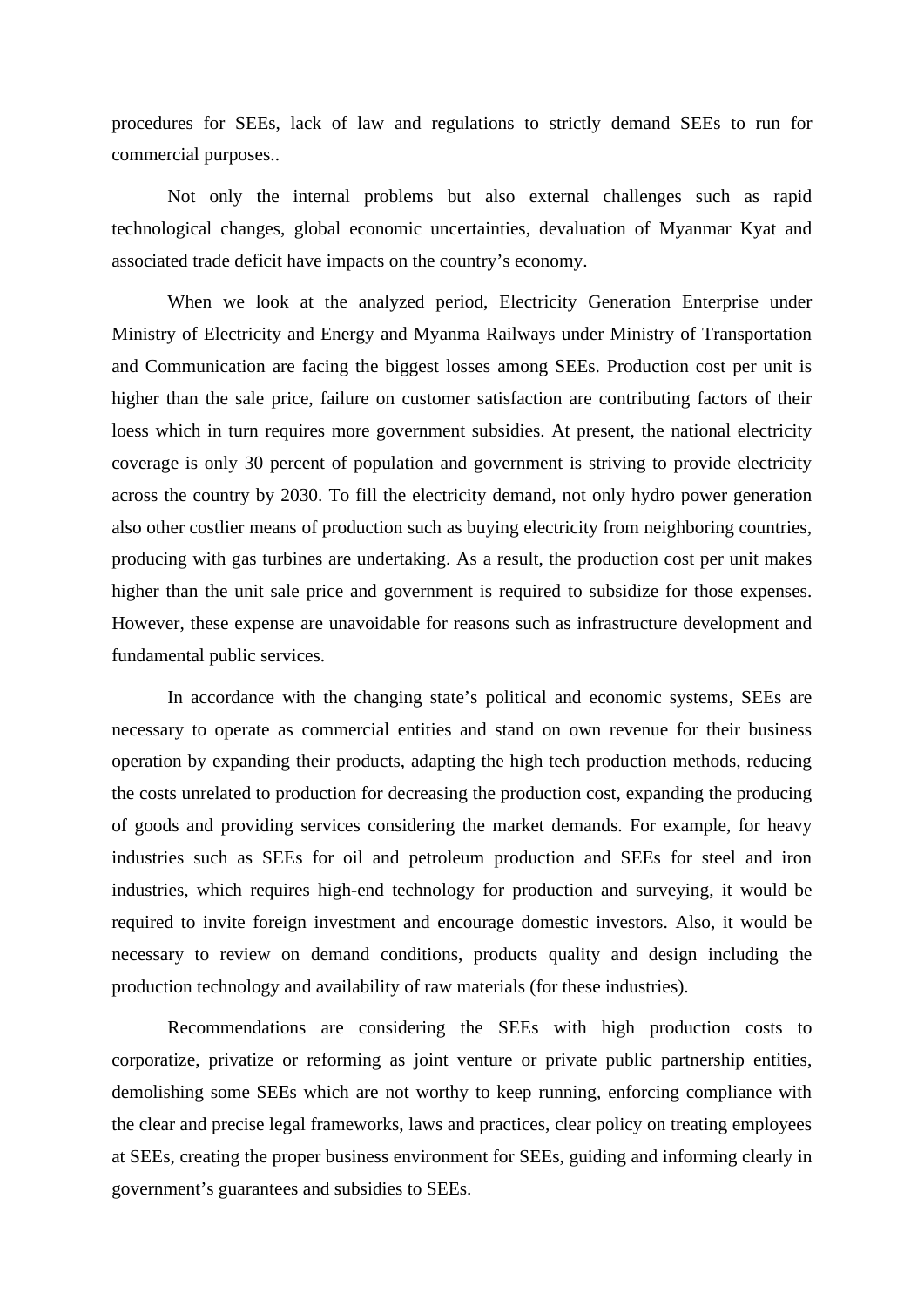procedures for SEEs, lack of law and regulations to strictly demand SEEs to run for commercial purposes..

Not only the internal problems but also external challenges such as rapid technological changes, global economic uncertainties, devaluation of Myanmar Kyat and associated trade deficit have impacts on the country's economy.

When we look at the analyzed period, Electricity Generation Enterprise under Ministry of Electricity and Energy and Myanma Railways under Ministry of Transportation and Communication are facing the biggest losses among SEEs. Production cost per unit is higher than the sale price, failure on customer satisfaction are contributing factors of their loess which in turn requires more government subsidies. At present, the national electricity coverage is only 30 percent of population and government is striving to provide electricity across the country by 2030. To fill the electricity demand, not only hydro power generation also other costlier means of production such as buying electricity from neighboring countries, producing with gas turbines are undertaking. As a result, the production cost per unit makes higher than the unit sale price and government is required to subsidize for those expenses. However, these expense are unavoidable for reasons such as infrastructure development and fundamental public services.

In accordance with the changing state's political and economic systems, SEEs are necessary to operate as commercial entities and stand on own revenue for their business operation by expanding their products, adapting the high tech production methods, reducing the costs unrelated to production for decreasing the production cost, expanding the producing of goods and providing services considering the market demands. For example, for heavy industries such as SEEs for oil and petroleum production and SEEs for steel and iron industries, which requires high-end technology for production and surveying, it would be required to invite foreign investment and encourage domestic investors. Also, it would be necessary to review on demand conditions, products quality and design including the production technology and availability of raw materials (for these industries).

Recommendations are considering the SEEs with high production costs to corporatize, privatize or reforming as joint venture or private public partnership entities, demolishing some SEEs which are not worthy to keep running, enforcing compliance with the clear and precise legal frameworks, laws and practices, clear policy on treating employees at SEEs, creating the proper business environment for SEEs, guiding and informing clearly in government's guarantees and subsidies to SEEs.